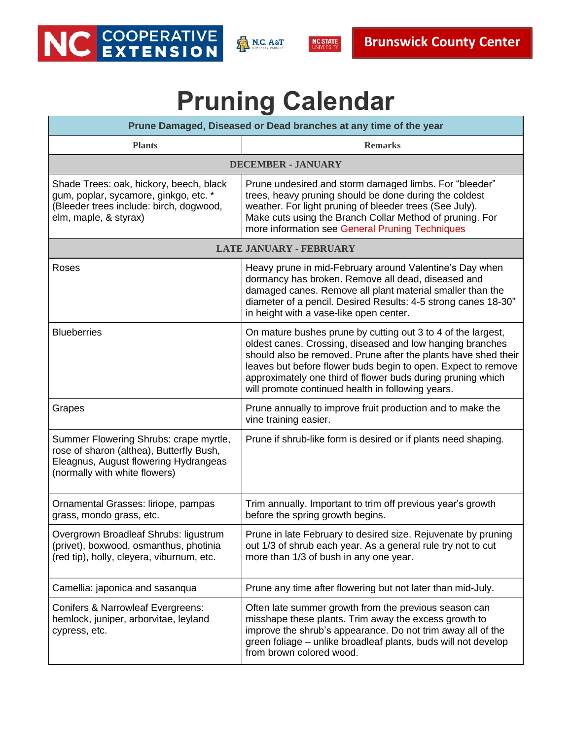NC COOPERATIVE EXTENSION | N.C. A&T STATE UNIVERSITY | NC STATE UNIVERSITY | Brunswick County Center

# Pruning Calendar

| Prune Damaged, Diseased or Dead branches at any time of the year | |
|---|---|
| **Plants** | **Remarks** |
| **DECEMBER - JANUARY** | |
| Shade Trees: oak, hickory, beech, black gum, poplar, sycamore, ginkgo, etc. * (Bleeder trees include: birch, dogwood, elm, maple, & styrax) | Prune undesired and storm damaged limbs. For "bleeder" trees, heavy pruning should be done during the coldest weather. For light pruning of bleeder trees (See July). Make cuts using the Branch Collar Method of pruning. For more information see General Pruning Techniques |
| **LATE JANUARY - FEBRUARY** | |
| Roses | Heavy prune in mid-February around Valentine's Day when dormancy has broken. Remove all dead, diseased and damaged canes. Remove all plant material smaller than the diameter of a pencil. Desired Results: 4-5 strong canes 18-30" in height with a vase-like open center. |
| Blueberries | On mature bushes prune by cutting out 3 to 4 of the largest, oldest canes. Crossing, diseased and low hanging branches should also be removed. Prune after the plants have shed their leaves but before flower buds begin to open. Expect to remove approximately one third of flower buds during pruning which will promote continued health in following years. |
| Grapes | Prune annually to improve fruit production and to make the vine training easier. |
| Summer Flowering Shrubs: crape myrtle, rose of sharon (althea), Butterfly Bush, Eleagnus, August flowering Hydrangeas (normally with white flowers) | Prune if shrub-like form is desired or if plants need shaping. |
| Ornamental Grasses: liriope, pampas grass, mondo grass, etc. | Trim annually. Important to trim off previous year's growth before the spring growth begins. |
| Overgrown Broadleaf Shrubs: ligustrum (privet), boxwood, osmanthus, photinia (red tip), holly, cleyera, viburnum, etc. | Prune in late February to desired size. Rejuvenate by pruning out 1/3 of shrub each year. As a general rule try not to cut more than 1/3 of bush in any one year. |
| Camellia: japonica and sasanqua | Prune any time after flowering but not later than mid-July. |
| Conifers & Narrowleaf Evergreens: hemlock, juniper, arborvitae, leyland cypress, etc. | Often late summer growth from the previous season can misshape these plants. Trim away the excess growth to improve the shrub's appearance. Do not trim away all of the green foliage – unlike broadleaf plants, buds will not develop from brown colored wood. |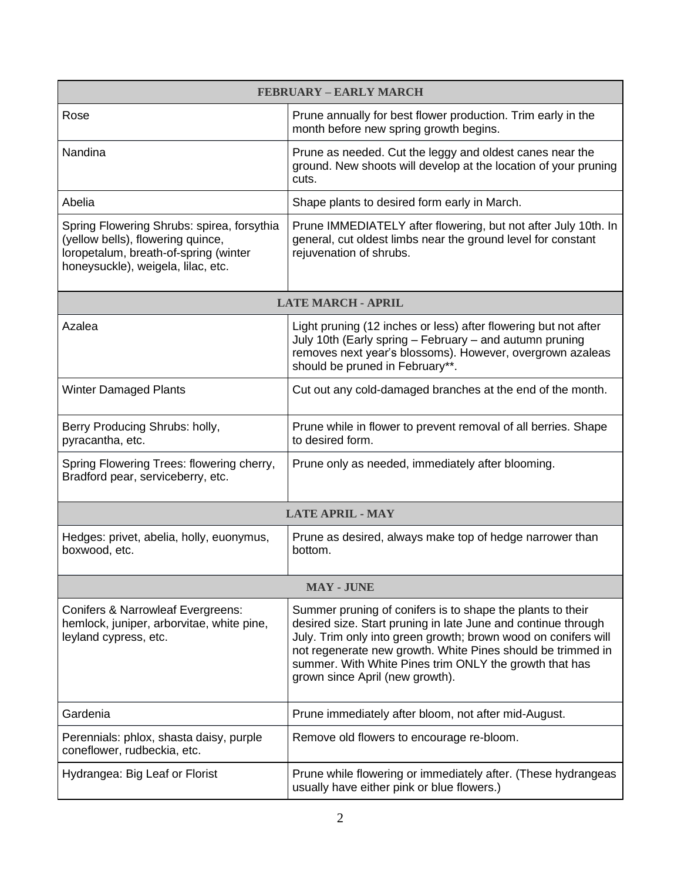| FEBRUARY – EARLY MARCH | |
|---|---|
| Rose | Prune annually for best flower production. Trim early in the month before new spring growth begins. |
| Nandina | Prune as needed. Cut the leggy and oldest canes near the ground. New shoots will develop at the location of your pruning cuts. |
| Abelia | Shape plants to desired form early in March. |
| Spring Flowering Shrubs: spirea, forsythia (yellow bells), flowering quince, loropetalum, breath-of-spring (winter honeysuckle), weigela, lilac, etc. | Prune IMMEDIATELY after flowering, but not after July 10th. In general, cut oldest limbs near the ground level for constant rejuvenation of shrubs. |
| **LATE MARCH - APRIL** | |
| Azalea | Light pruning (12 inches or less) after flowering but not after July 10th (Early spring – February – and autumn pruning removes next year's blossoms). However, overgrown azaleas should be pruned in February**. |
| Winter Damaged Plants | Cut out any cold-damaged branches at the end of the month. |
| Berry Producing Shrubs: holly, pyracantha, etc. | Prune while in flower to prevent removal of all berries. Shape to desired form. |
| Spring Flowering Trees: flowering cherry, Bradford pear, serviceberry, etc. | Prune only as needed, immediately after blooming. |
| **LATE APRIL - MAY** | |
| Hedges: privet, abelia, holly, euonymus, boxwood, etc. | Prune as desired, always make top of hedge narrower than bottom. |
| **MAY - JUNE** | |
| Conifers & Narrowleaf Evergreens: hemlock, juniper, arborvitae, white pine, leyland cypress, etc. | Summer pruning of conifers is to shape the plants to their desired size. Start pruning in late June and continue through July. Trim only into green growth; brown wood on conifers will not regenerate new growth. White Pines should be trimmed in summer. With White Pines trim ONLY the growth that has grown since April (new growth). |
| Gardenia | Prune immediately after bloom, not after mid-August. |
| Perennials: phlox, shasta daisy, purple coneflower, rudbeckia, etc. | Remove old flowers to encourage re-bloom. |
| Hydrangea: Big Leaf or Florist | Prune while flowering or immediately after. (These hydrangeas usually have either pink or blue flowers.) |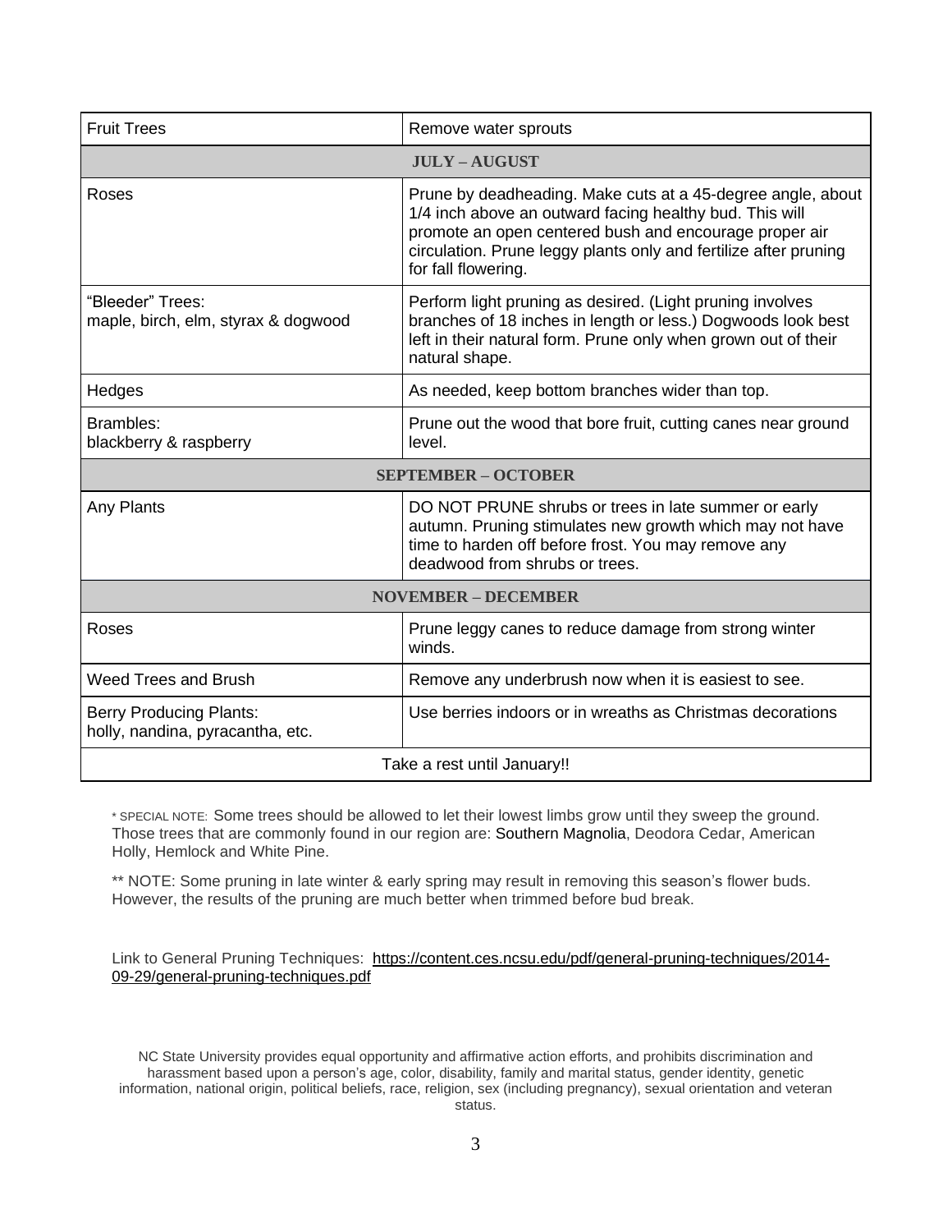| | |
|---|---|
| Fruit Trees | Remove water sprouts |
| **JULY – AUGUST** | |
| Roses | Prune by deadheading. Make cuts at a 45-degree angle, about 1/4 inch above an outward facing healthy bud. This will promote an open centered bush and encourage proper air circulation. Prune leggy plants only and fertilize after pruning for fall flowering. |
| "Bleeder" Trees: maple, birch, elm, styrax & dogwood | Perform light pruning as desired. (Light pruning involves branches of 18 inches in length or less.) Dogwoods look best left in their natural form. Prune only when grown out of their natural shape. |
| Hedges | As needed, keep bottom branches wider than top. |
| Brambles: blackberry & raspberry | Prune out the wood that bore fruit, cutting canes near ground level. |
| **SEPTEMBER – OCTOBER** | |
| Any Plants | DO NOT PRUNE shrubs or trees in late summer or early autumn. Pruning stimulates new growth which may not have time to harden off before frost. You may remove any deadwood from shrubs or trees. |
| **NOVEMBER – DECEMBER** | |
| Roses | Prune leggy canes to reduce damage from strong winter winds. |
| Weed Trees and Brush | Remove any underbrush now when it is easiest to see. |
| Berry Producing Plants: holly, nandina, pyracantha, etc. | Use berries indoors or in wreaths as Christmas decorations |
| Take a rest until January!! | |

* SPECIAL NOTE: Some trees should be allowed to let their lowest limbs grow until they sweep the ground. Those trees that are commonly found in our region are: Southern Magnolia, Deodora Cedar, American Holly, Hemlock and White Pine.

** NOTE: Some pruning in late winter & early spring may result in removing this season's flower buds. However, the results of the pruning are much better when trimmed before bud break.

Link to General Pruning Techniques: https://content.ces.ncsu.edu/pdf/general-pruning-techniques/2014-09-29/general-pruning-techniques.pdf

NC State University provides equal opportunity and affirmative action efforts, and prohibits discrimination and harassment based upon a person's age, color, disability, family and marital status, gender identity, genetic information, national origin, political beliefs, race, religion, sex (including pregnancy), sexual orientation and veteran status.